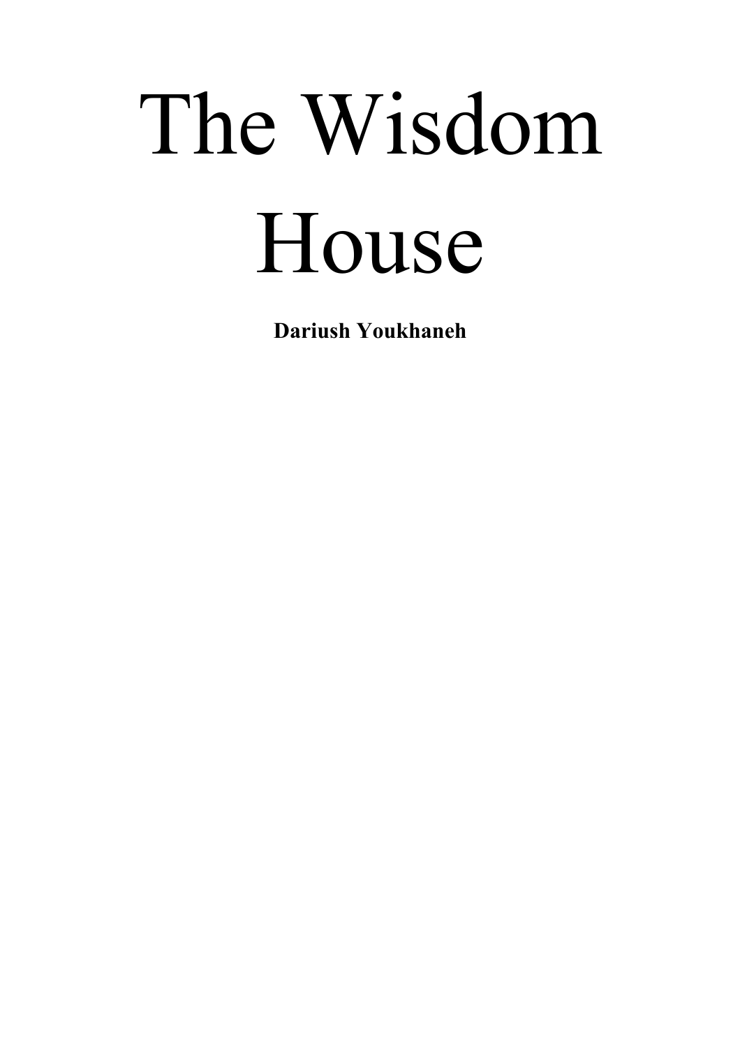# The Wisdom House

**Dariush Youkhaneh**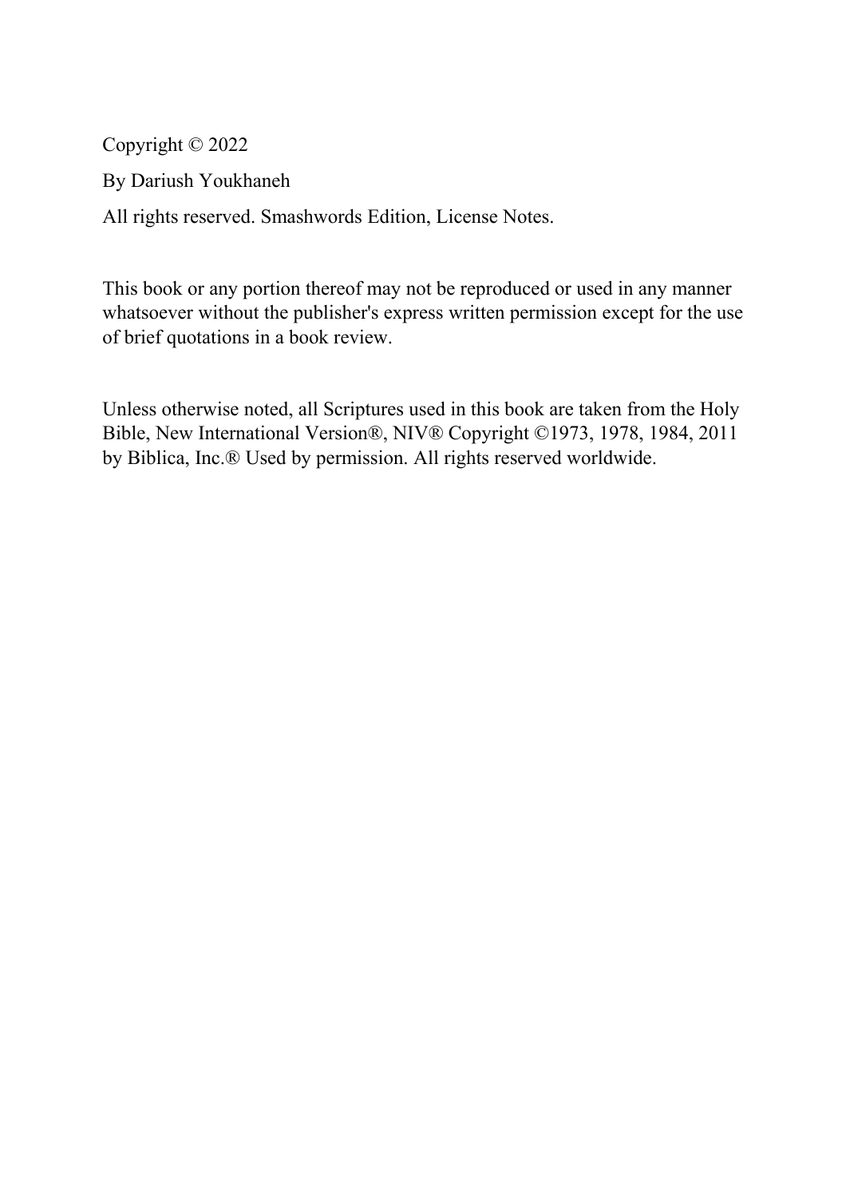Copyright © 2022

By Dariush Youkhaneh

All rights reserved. Smashwords Edition, License Notes.

This book or any portion thereof may not be reproduced or used in any manner whatsoever without the publisher's express written permission except for the use of brief quotations in a book review.

Unless otherwise noted, all Scriptures used in this book are taken from the Holy Bible, New International Version®, NIV® Copyright ©1973, 1978, 1984, 2011 by Biblica, Inc.® Used by permission. All rights reserved worldwide.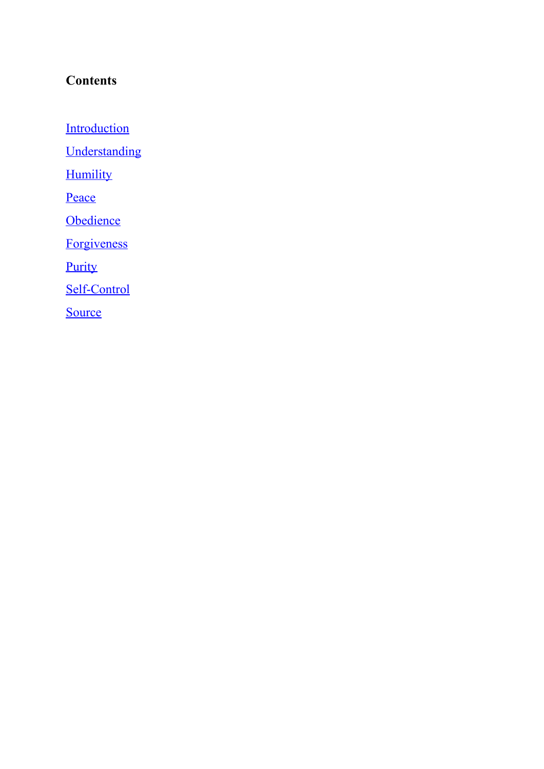**Contents**

Introduction

Understanding

Humility

Peace

Obedience

Forgiveness

Purity

Self-Control

Source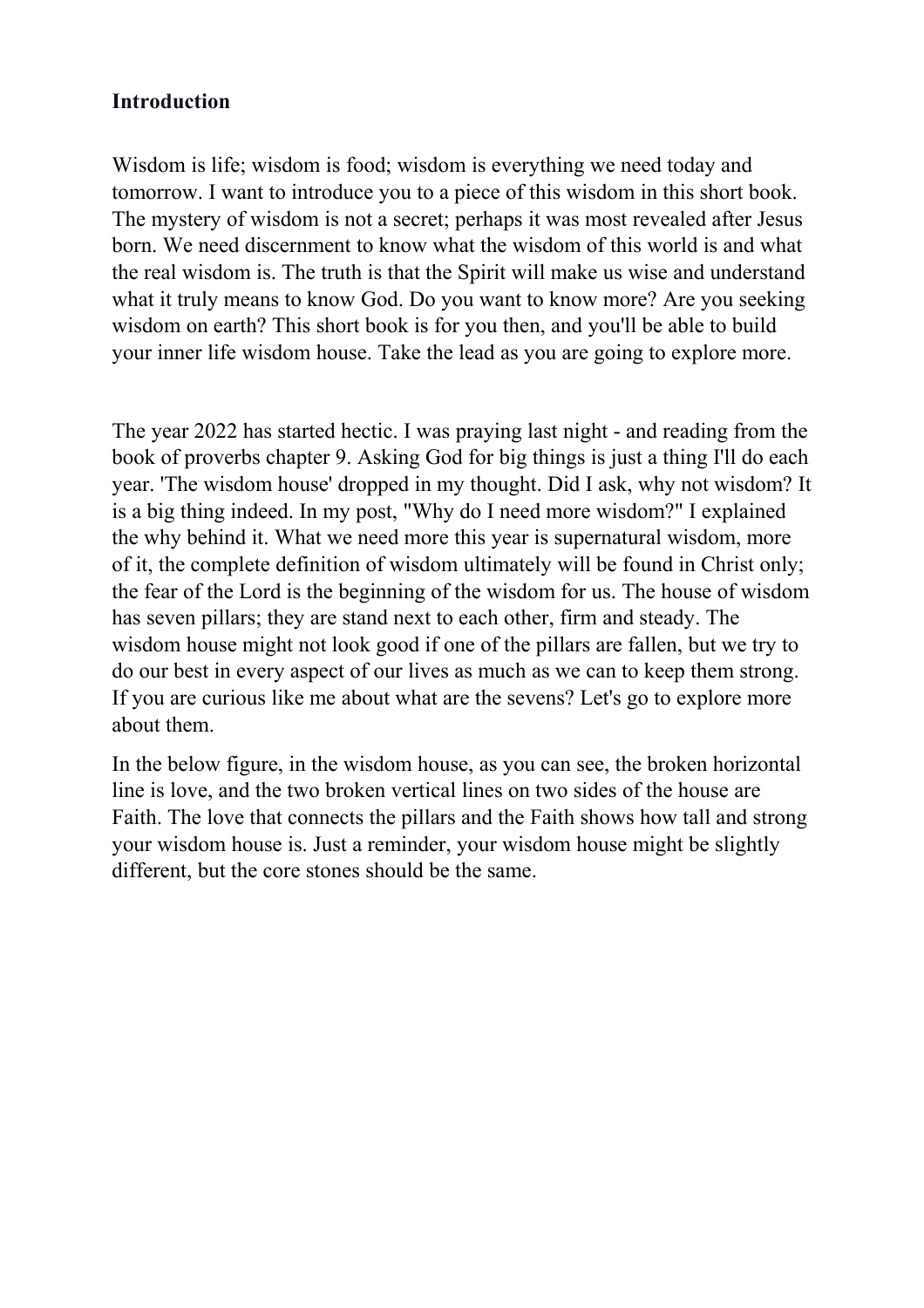**Introduction**

Wisdom is life; wisdom is food; wisdom is everything we need today and tomorrow. I want to introduce you to a piece of this wisdom in this short book. The mystery of wisdom is not a secret; perhaps it was most revealed after Jesus born. We need discernment to know what the wisdom of this world is and what the real wisdom is. The truth is that the Spirit will make us wise and understand what it truly means to know God. Do you want to know more? Are you seeking wisdom on earth? This short book is for you then, and you'll be able to build your inner life wisdom house. Take the lead as you are going to explore more.

The year 2022 has started hectic. I was praying last night - and reading from the book of proverbs chapter 9. Asking God for big things is just a thing I'll do each year. 'The wisdom house' dropped in my thought. Did I ask, why not wisdom? It is a big thing indeed. In my post, "Why do I need more wisdom?" I explained the why behind it. What we need more this year is supernatural wisdom, more of it, the complete definition of wisdom ultimately will be found in Christ only; the fear of the Lord is the beginning of the wisdom for us. The house of wisdom has seven pillars; they are stand next to each other, firm and steady. The wisdom house might not look good if one of the pillars are fallen, but we try to do our best in every aspect of our lives as much as we can to keep them strong. If you are curious like me about what are the sevens? Let's go to explore more about them.

In the below figure, in the wisdom house, as you can see, the broken horizontal line is love, and the two broken vertical lines on two sides of the house are Faith. The love that connects the pillars and the Faith shows how tall and strong your wisdom house is. Just a reminder, your wisdom house might be slightly different, but the core stones should be the same.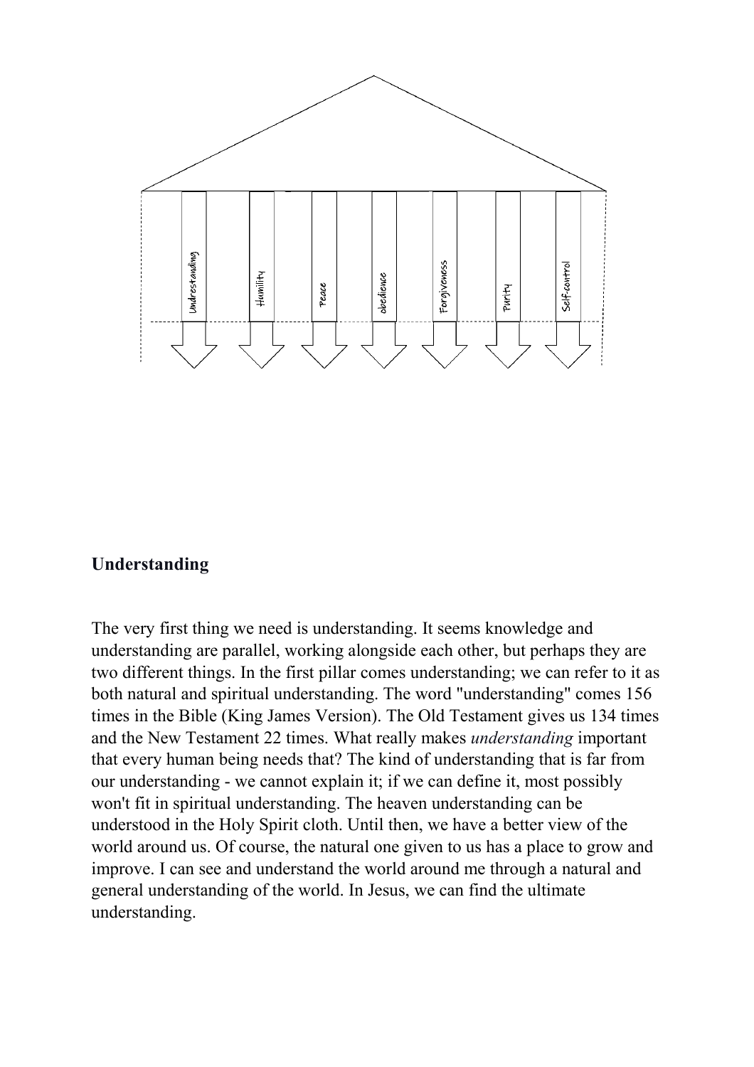Undrestanding | Humility | Peace | obedience | Forgiveness | Purity | Self-control

## Understanding

The very first thing we need is understanding. It seems knowledge and understanding are parallel, working alongside each other, but perhaps they are two different things. In the first pillar comes understanding; we can refer to it as both natural and spiritual understanding. The word "understanding" comes 156 times in the Bible (King James Version). The Old Testament gives us 134 times and the New Testament 22 times. What really makes *understanding* important that every human being needs that? The kind of understanding that is far from our understanding - we cannot explain it; if we can define it, most possibly won't fit in spiritual understanding. The heaven understanding can be understood in the Holy Spirit cloth. Until then, we have a better view of the world around us. Of course, the natural one given to us has a place to grow and improve. I can see and understand the world around me through a natural and general understanding of the world. In Jesus, we can find the ultimate understanding.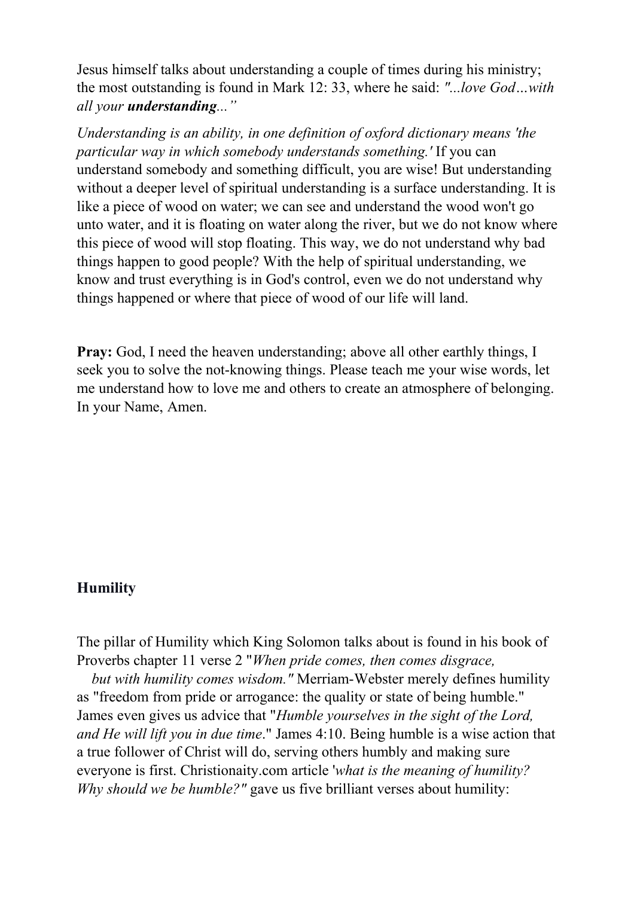Jesus himself talks about understanding a couple of times during his ministry; the most outstanding is found in Mark 12: 33, where he said: *"...love God…with all your **understanding**..."*

*Understanding is an ability, in one definition of oxford dictionary means 'the particular way in which somebody understands something.'* If you can understand somebody and something difficult, you are wise! But understanding without a deeper level of spiritual understanding is a surface understanding. It is like a piece of wood on water; we can see and understand the wood won't go unto water, and it is floating on water along the river, but we do not know where this piece of wood will stop floating. This way, we do not understand why bad things happen to good people? With the help of spiritual understanding, we know and trust everything is in God's control, even we do not understand why things happened or where that piece of wood of our life will land.

**Pray:** God, I need the heaven understanding; above all other earthly things, I seek you to solve the not-knowing things. Please teach me your wise words, let me understand how to love me and others to create an atmosphere of belonging. In your Name, Amen.

## Humility

The pillar of Humility which King Solomon talks about is found in his book of Proverbs chapter 11 verse 2 "*When pride comes, then comes disgrace, but with humility comes wisdom."* Merriam-Webster merely defines humility as "freedom from pride or arrogance: the quality or state of being humble." James even gives us advice that "*Humble yourselves in the sight of the Lord, and He will lift you in due time*." James 4:10. Being humble is a wise action that a true follower of Christ will do, serving others humbly and making sure everyone is first. Christionaity.com article '*what is the meaning of humility? Why should we be humble?"* gave us five brilliant verses about humility: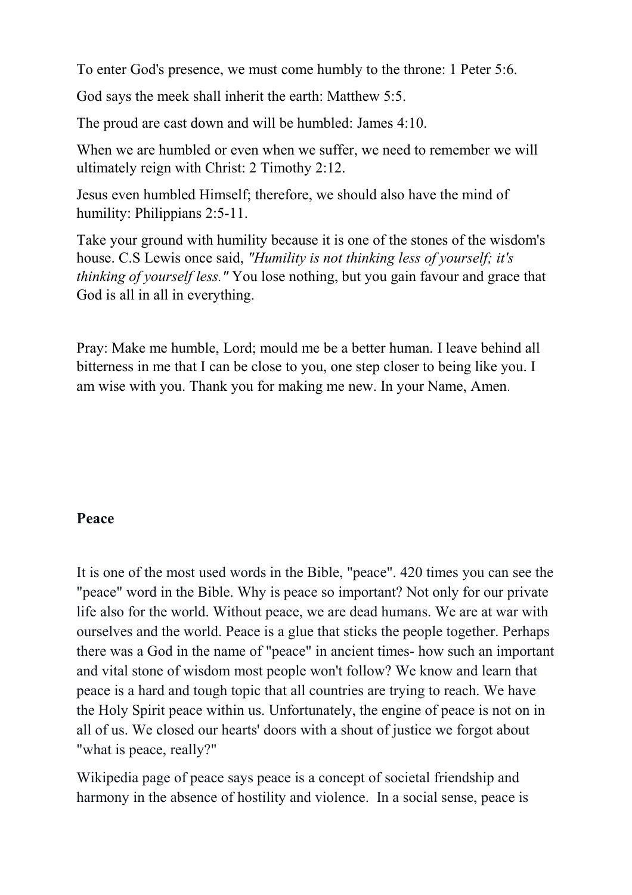To enter God's presence, we must come humbly to the throne: 1 Peter 5:6.

God says the meek shall inherit the earth: Matthew 5:5.

The proud are cast down and will be humbled: James 4:10.

When we are humbled or even when we suffer, we need to remember we will ultimately reign with Christ: 2 Timothy 2:12.

Jesus even humbled Himself; therefore, we should also have the mind of humility: Philippians 2:5-11.

Take your ground with humility because it is one of the stones of the wisdom's house. C.S Lewis once said, *"Humility is not thinking less of yourself; it's thinking of yourself less."* You lose nothing, but you gain favour and grace that God is all in all in everything.

Pray: Make me humble, Lord; mould me be a better human. I leave behind all bitterness in me that I can be close to you, one step closer to being like you. I am wise with you. Thank you for making me new. In your Name, Amen.

## Peace

It is one of the most used words in the Bible, "peace". 420 times you can see the "peace" word in the Bible. Why is peace so important? Not only for our private life also for the world. Without peace, we are dead humans. We are at war with ourselves and the world. Peace is a glue that sticks the people together. Perhaps there was a God in the name of "peace" in ancient times- how such an important and vital stone of wisdom most people won't follow? We know and learn that peace is a hard and tough topic that all countries are trying to reach. We have the Holy Spirit peace within us. Unfortunately, the engine of peace is not on in all of us. We closed our hearts' doors with a shout of justice we forgot about "what is peace, really?"

Wikipedia page of peace says peace is a concept of societal friendship and harmony in the absence of hostility and violence. In a social sense, peace is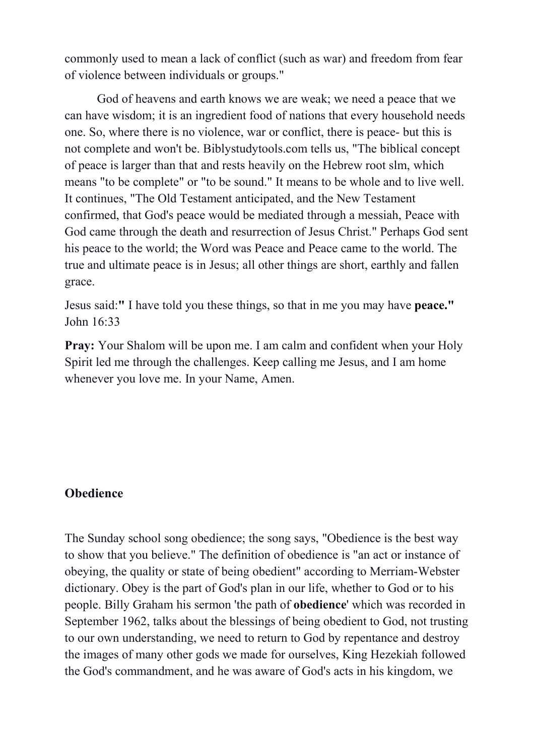commonly used to mean a lack of conflict (such as war) and freedom from fear of violence between individuals or groups."

God of heavens and earth knows we are weak; we need a peace that we can have wisdom; it is an ingredient food of nations that every household needs one. So, where there is no violence, war or conflict, there is peace- but this is not complete and won't be. Biblystudytools.com tells us, "The biblical concept of peace is larger than that and rests heavily on the Hebrew root slm, which means "to be complete" or "to be sound." It means to be whole and to live well. It continues, "The Old Testament anticipated, and the New Testament confirmed, that God's peace would be mediated through a messiah, Peace with God came through the death and resurrection of Jesus Christ." Perhaps God sent his peace to the world; the Word was Peace and Peace came to the world. The true and ultimate peace is in Jesus; all other things are short, earthly and fallen grace.

Jesus said:**"** I have told you these things, so that in me you may have **peace."** John 16:33

**Pray:** Your Shalom will be upon me. I am calm and confident when your Holy Spirit led me through the challenges. Keep calling me Jesus, and I am home whenever you love me. In your Name, Amen.

## Obedience

The Sunday school song obedience; the song says, "Obedience is the best way to show that you believe." The definition of obedience is "an act or instance of obeying, the quality or state of being obedient" according to Merriam-Webster dictionary. Obey is the part of God's plan in our life, whether to God or to his people. Billy Graham his sermon 'the path of **obedience**' which was recorded in September 1962, talks about the blessings of being obedient to God, not trusting to our own understanding, we need to return to God by repentance and destroy the images of many other gods we made for ourselves, King Hezekiah followed the God's commandment, and he was aware of God's acts in his kingdom, we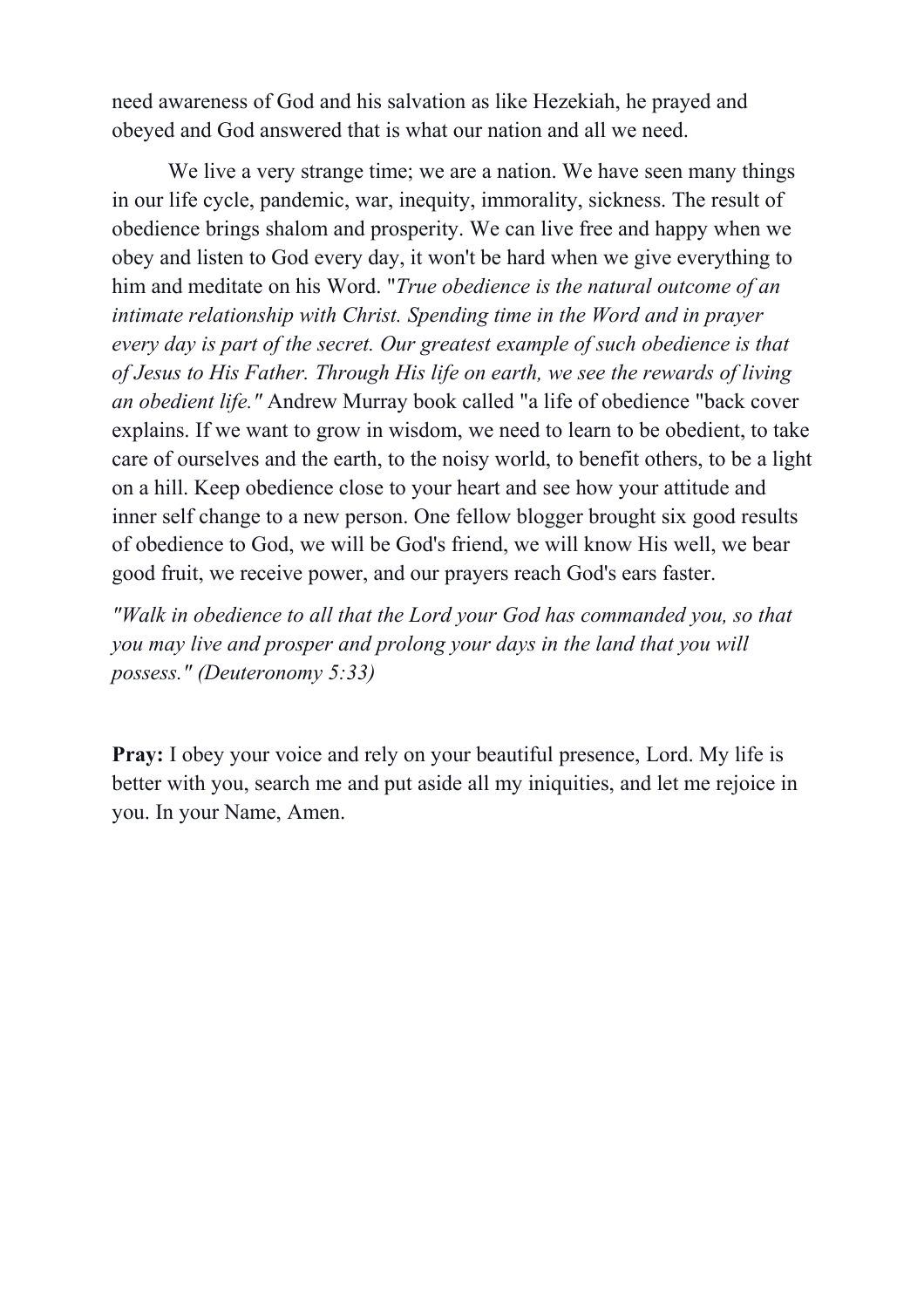need awareness of God and his salvation as like Hezekiah, he prayed and obeyed and God answered that is what our nation and all we need.

We live a very strange time; we are a nation. We have seen many things in our life cycle, pandemic, war, inequity, immorality, sickness. The result of obedience brings shalom and prosperity. We can live free and happy when we obey and listen to God every day, it won't be hard when we give everything to him and meditate on his Word. "*True obedience is the natural outcome of an intimate relationship with Christ. Spending time in the Word and in prayer every day is part of the secret. Our greatest example of such obedience is that of Jesus to His Father. Through His life on earth, we see the rewards of living an obedient life."* Andrew Murray book called "a life of obedience "back cover explains. If we want to grow in wisdom, we need to learn to be obedient, to take care of ourselves and the earth, to the noisy world, to benefit others, to be a light on a hill. Keep obedience close to your heart and see how your attitude and inner self change to a new person. One fellow blogger brought six good results of obedience to God, we will be God's friend, we will know His well, we bear good fruit, we receive power, and our prayers reach God's ears faster.

*"Walk in obedience to all that the Lord your God has commanded you, so that you may live and prosper and prolong your days in the land that you will possess." (Deuteronomy 5:33)*

**Pray:** I obey your voice and rely on your beautiful presence, Lord. My life is better with you, search me and put aside all my iniquities, and let me rejoice in you. In your Name, Amen.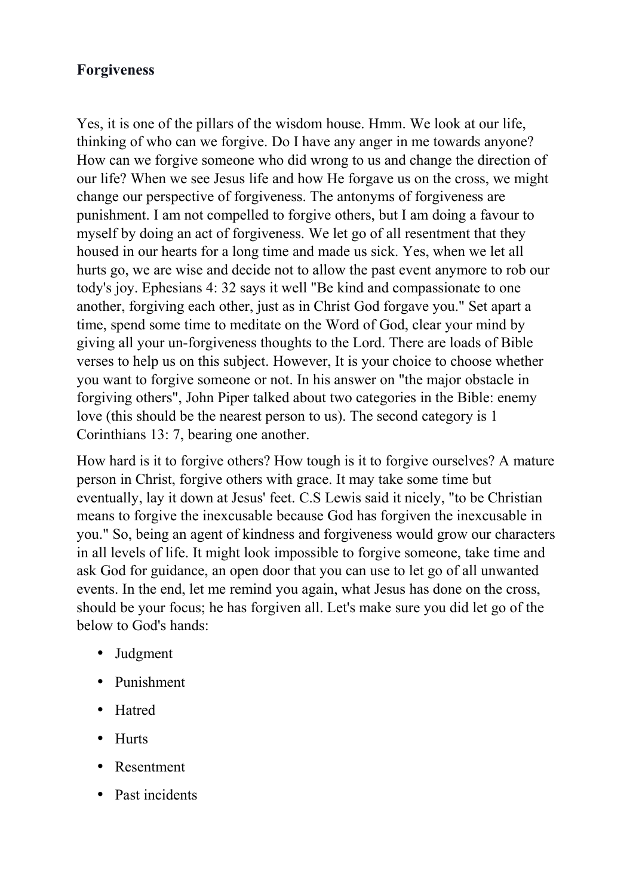**Forgiveness**

Yes, it is one of the pillars of the wisdom house. Hmm. We look at our life, thinking of who can we forgive. Do I have any anger in me towards anyone? How can we forgive someone who did wrong to us and change the direction of our life? When we see Jesus life and how He forgave us on the cross, we might change our perspective of forgiveness. The antonyms of forgiveness are punishment. I am not compelled to forgive others, but I am doing a favour to myself by doing an act of forgiveness. We let go of all resentment that they housed in our hearts for a long time and made us sick. Yes, when we let all hurts go, we are wise and decide not to allow the past event anymore to rob our tody's joy. Ephesians 4: 32 says it well "Be kind and compassionate to one another, forgiving each other, just as in Christ God forgave you." Set apart a time, spend some time to meditate on the Word of God, clear your mind by giving all your un-forgiveness thoughts to the Lord. There are loads of Bible verses to help us on this subject. However, It is your choice to choose whether you want to forgive someone or not. In his answer on "the major obstacle in forgiving others", John Piper talked about two categories in the Bible: enemy love (this should be the nearest person to us). The second category is 1 Corinthians 13: 7, bearing one another.

How hard is it to forgive others? How tough is it to forgive ourselves? A mature person in Christ, forgive others with grace. It may take some time but eventually, lay it down at Jesus' feet. C.S Lewis said it nicely, "to be Christian means to forgive the inexcusable because God has forgiven the inexcusable in you." So, being an agent of kindness and forgiveness would grow our characters in all levels of life. It might look impossible to forgive someone, take time and ask God for guidance, an open door that you can use to let go of all unwanted events. In the end, let me remind you again, what Jesus has done on the cross, should be your focus; he has forgiven all. Let's make sure you did let go of the below to God's hands:

- Judgment
- Punishment
- Hatred
- Hurts
- Resentment
- Past incidents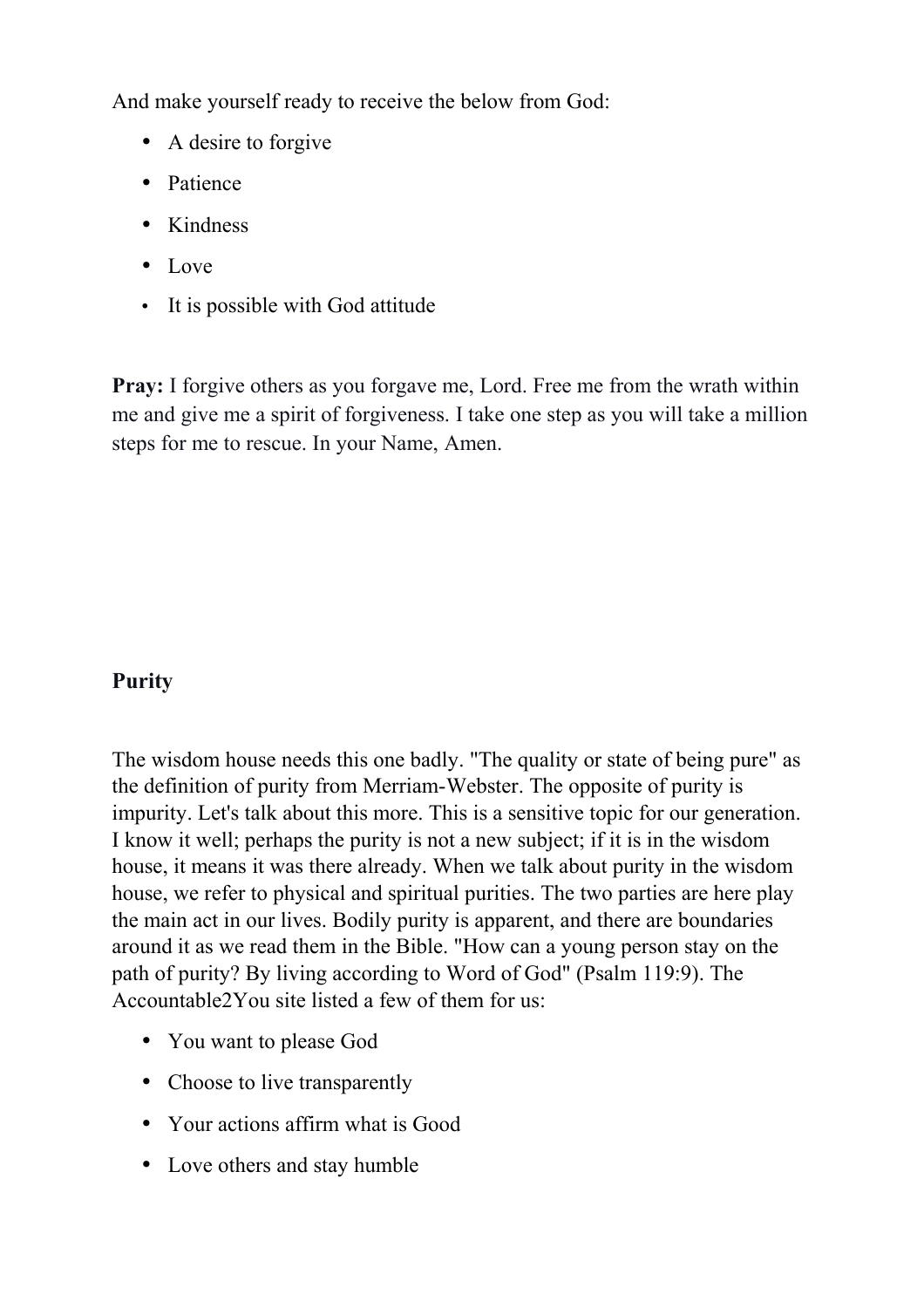And make yourself ready to receive the below from God:

- A desire to forgive
- Patience
- Kindness
- Love
- It is possible with God attitude

**Pray:** I forgive others as you forgave me, Lord. Free me from the wrath within me and give me a spirit of forgiveness. I take one step as you will take a million steps for me to rescue. In your Name, Amen.

**Purity**

The wisdom house needs this one badly. "The quality or state of being pure" as the definition of purity from Merriam-Webster. The opposite of purity is impurity. Let's talk about this more. This is a sensitive topic for our generation. I know it well; perhaps the purity is not a new subject; if it is in the wisdom house, it means it was there already. When we talk about purity in the wisdom house, we refer to physical and spiritual purities. The two parties are here play the main act in our lives. Bodily purity is apparent, and there are boundaries around it as we read them in the Bible. "How can a young person stay on the path of purity? By living according to Word of God" (Psalm 119:9). The Accountable2You site listed a few of them for us:

- You want to please God
- Choose to live transparently
- Your actions affirm what is Good
- Love others and stay humble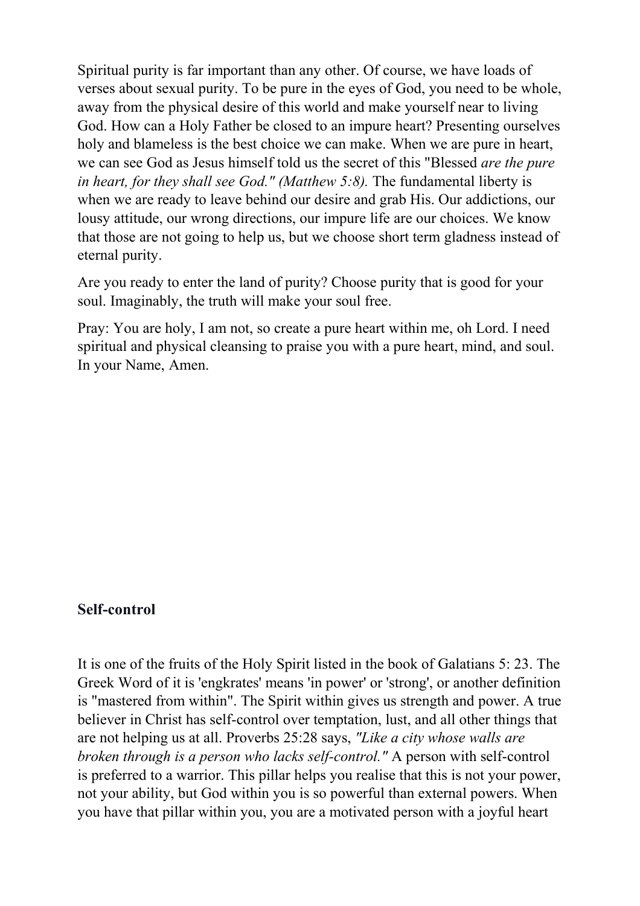Spiritual purity is far important than any other. Of course, we have loads of verses about sexual purity. To be pure in the eyes of God, you need to be whole, away from the physical desire of this world and make yourself near to living God. How can a Holy Father be closed to an impure heart? Presenting ourselves holy and blameless is the best choice we can make. When we are pure in heart, we can see God as Jesus himself told us the secret of this "Blessed *are the pure in heart, for they shall see God." (Matthew 5:8).* The fundamental liberty is when we are ready to leave behind our desire and grab His. Our addictions, our lousy attitude, our wrong directions, our impure life are our choices. We know that those are not going to help us, but we choose short term gladness instead of eternal purity.

Are you ready to enter the land of purity? Choose purity that is good for your soul. Imaginably, the truth will make your soul free.

Pray: You are holy, I am not, so create a pure heart within me, oh Lord. I need spiritual and physical cleansing to praise you with a pure heart, mind, and soul. In your Name, Amen.

**Self-control**

It is one of the fruits of the Holy Spirit listed in the book of Galatians 5: 23. The Greek Word of it is 'engkrates' means 'in power' or 'strong', or another definition is "mastered from within". The Spirit within gives us strength and power. A true believer in Christ has self-control over temptation, lust, and all other things that are not helping us at all. Proverbs 25:28 says, *"Like a city whose walls are broken through is a person who lacks self-control."* A person with self-control is preferred to a warrior. This pillar helps you realise that this is not your power, not your ability, but God within you is so powerful than external powers. When you have that pillar within you, you are a motivated person with a joyful heart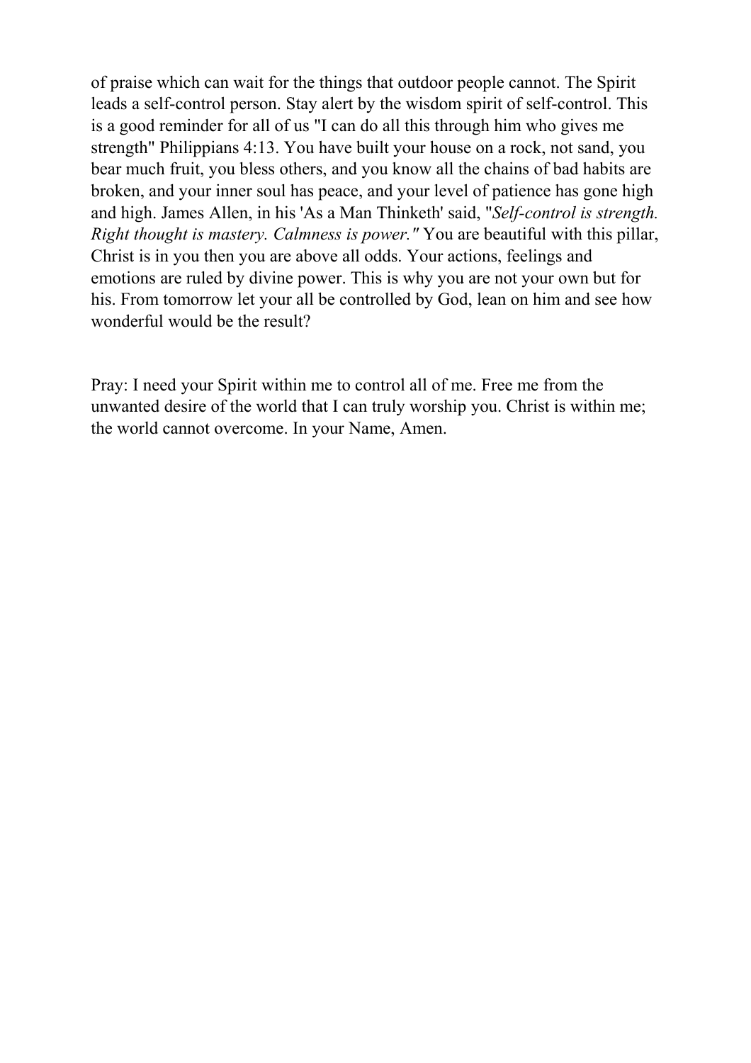of praise which can wait for the things that outdoor people cannot. The Spirit leads a self-control person. Stay alert by the wisdom spirit of self-control. This is a good reminder for all of us "I can do all this through him who gives me strength" Philippians 4:13. You have built your house on a rock, not sand, you bear much fruit, you bless others, and you know all the chains of bad habits are broken, and your inner soul has peace, and your level of patience has gone high and high. James Allen, in his 'As a Man Thinketh' said, "*Self-control is strength. Right thought is mastery. Calmness is power."* You are beautiful with this pillar, Christ is in you then you are above all odds. Your actions, feelings and emotions are ruled by divine power. This is why you are not your own but for his. From tomorrow let your all be controlled by God, lean on him and see how wonderful would be the result?

Pray: I need your Spirit within me to control all of me. Free me from the unwanted desire of the world that I can truly worship you. Christ is within me; the world cannot overcome. In your Name, Amen.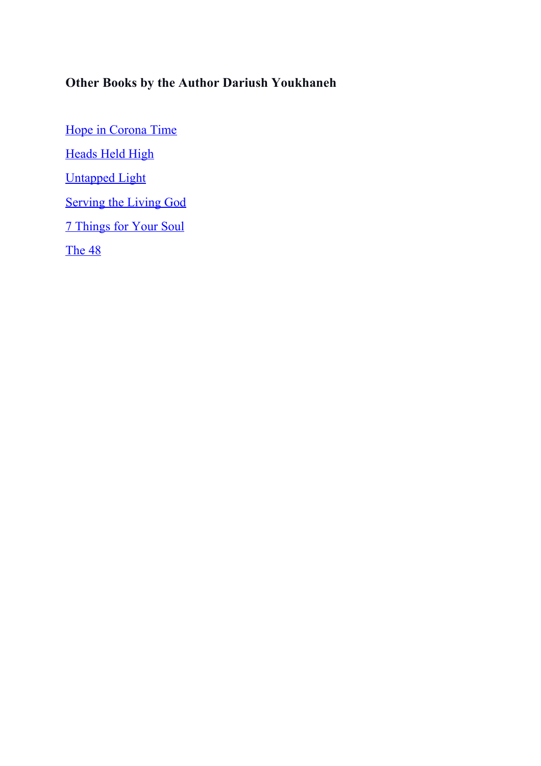**Other Books by the Author Dariush Youkhaneh**

Hope in Corona Time

Heads Held High

Untapped Light

Serving the Living God

7 Things for Your Soul

The 48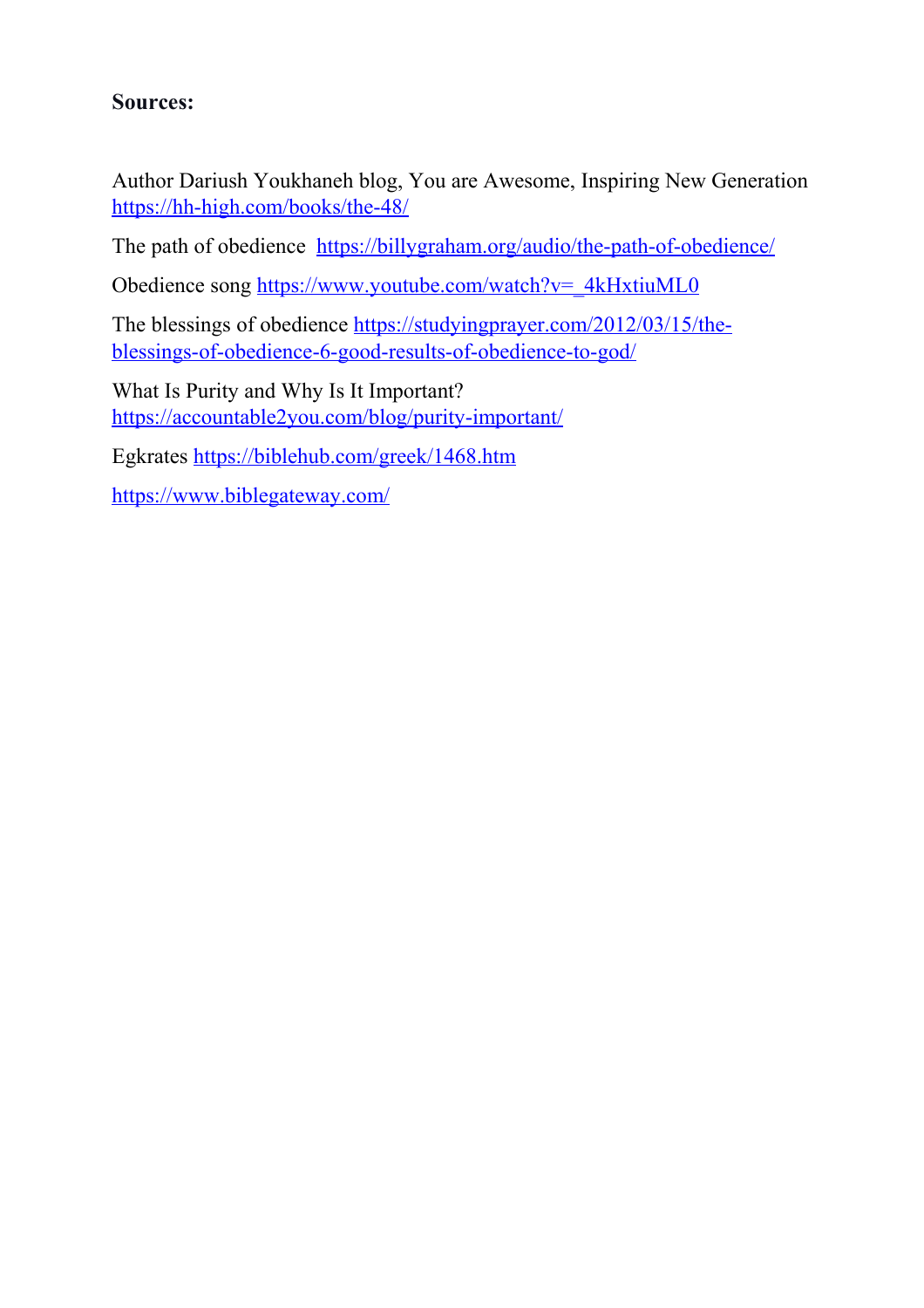**Sources:**

Author Dariush Youkhaneh blog, You are Awesome, Inspiring New Generation https://hh-high.com/books/the-48/

The path of obedience https://billygraham.org/audio/the-path-of-obedience/

Obedience song https://www.youtube.com/watch?v=_4kHxtiuML0

The blessings of obedience https://studyingprayer.com/2012/03/15/the-blessings-of-obedience-6-good-results-of-obedience-to-god/

What Is Purity and Why Is It Important? https://accountable2you.com/blog/purity-important/

Egkrates https://biblehub.com/greek/1468.htm

https://www.biblegateway.com/